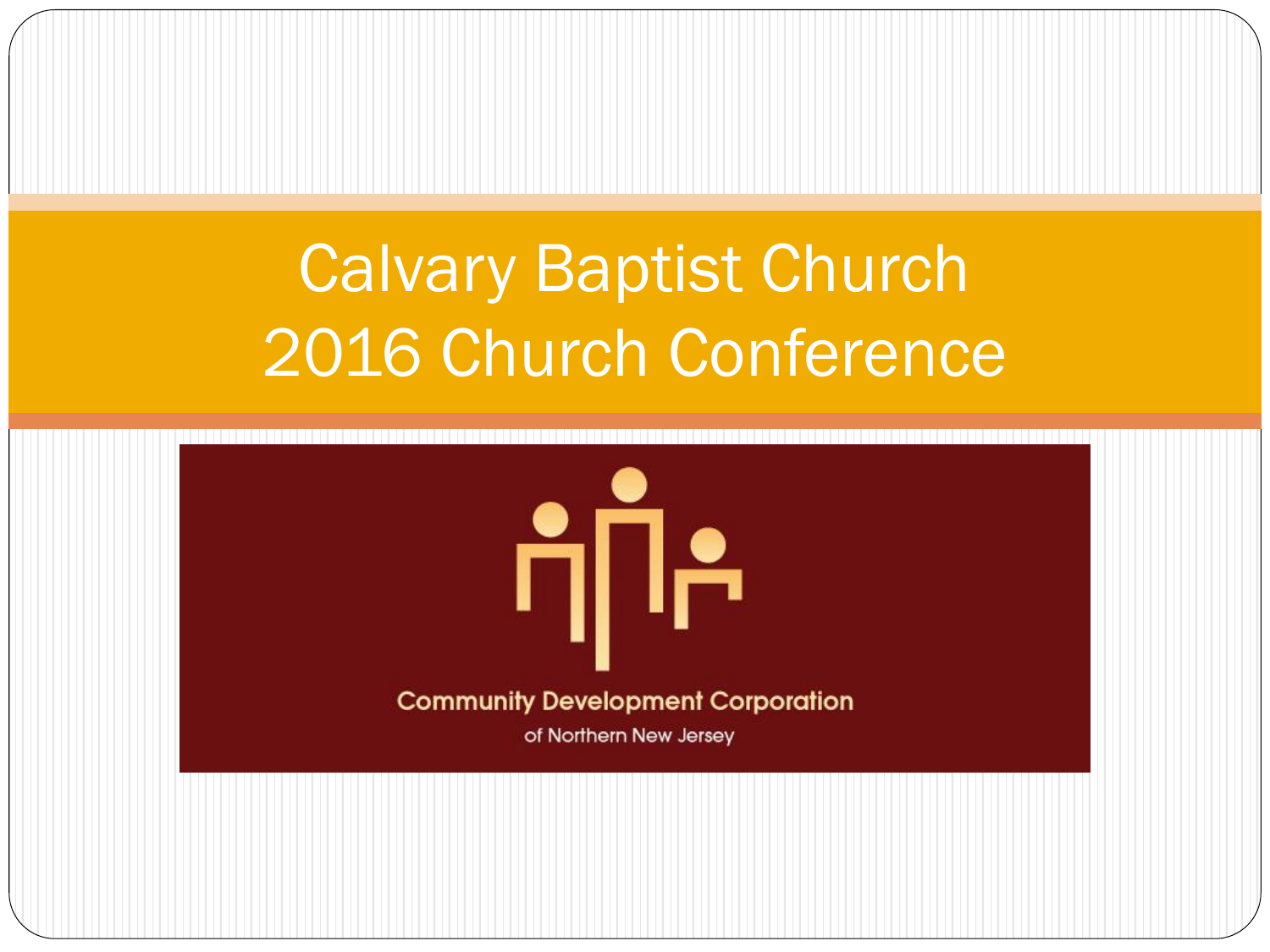# Calvary Baptist Church
# 2016 Church Conference

Community Development Corporation

of Northern New Jersey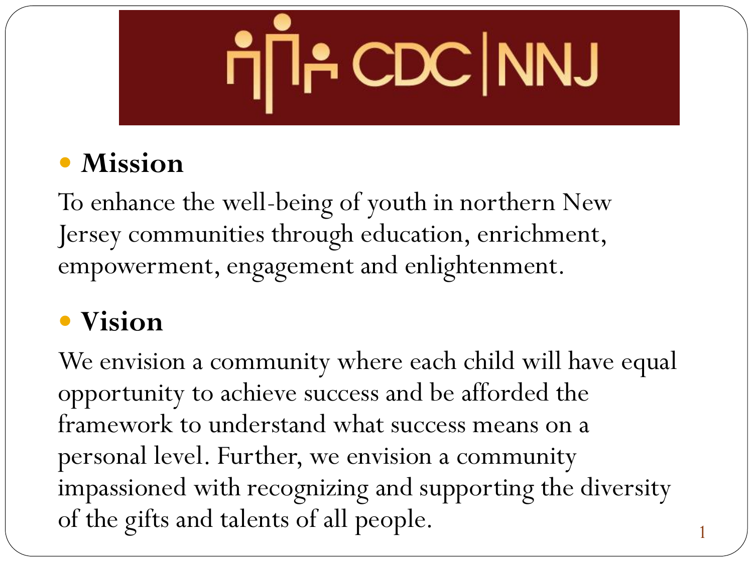CDC | NNJ

- **Mission**

To enhance the well-being of youth in northern New Jersey communities through education, enrichment, empowerment, engagement and enlightenment.

- **Vision**

We envision a community where each child will have equal opportunity to achieve success and be afforded the framework to understand what success means on a personal level. Further, we envision a community impassioned with recognizing and supporting the diversity of the gifts and talents of all people.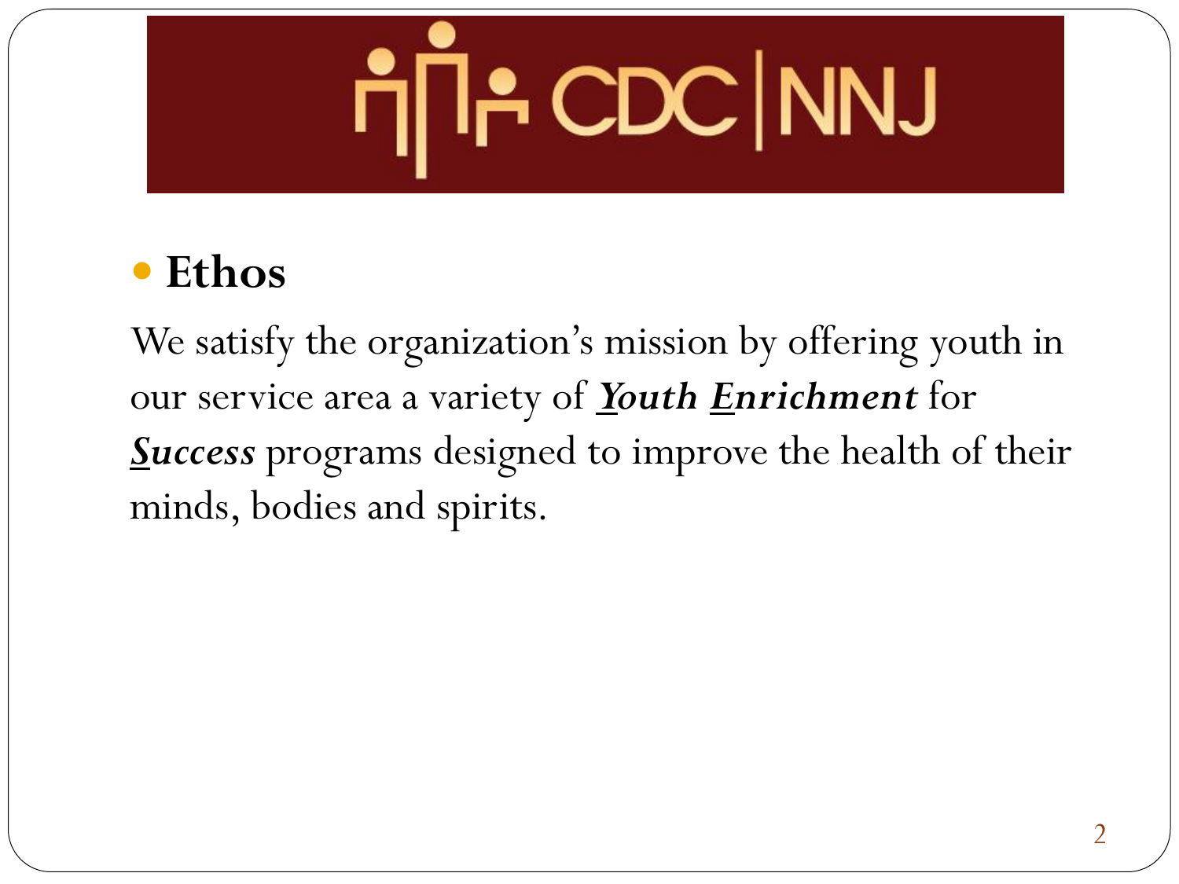CDC | NNJ

- **Ethos**

We satisfy the organization's mission by offering youth in our service area a variety of ***Youth Enrichment*** for ***Success*** programs designed to improve the health of their minds, bodies and spirits.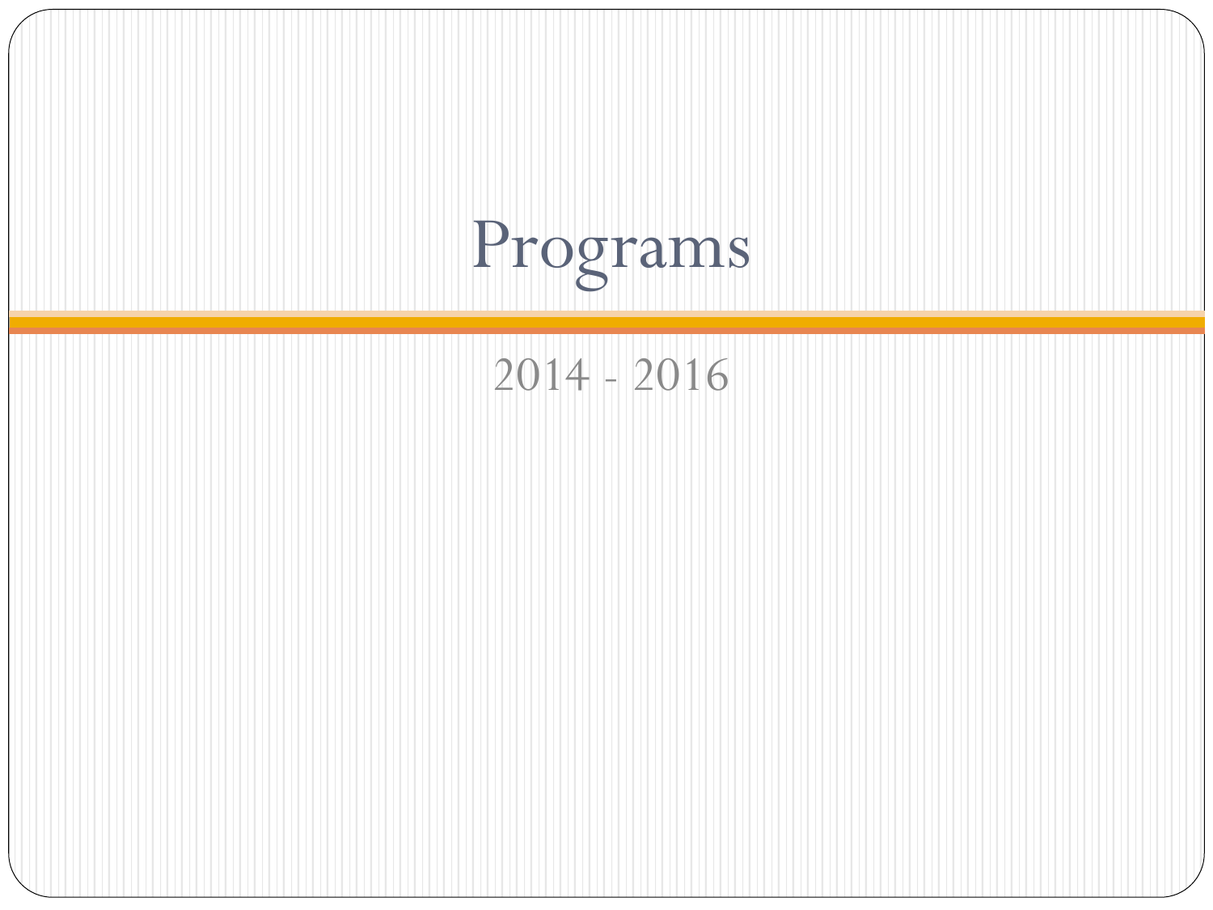# Programs

2014 - 2016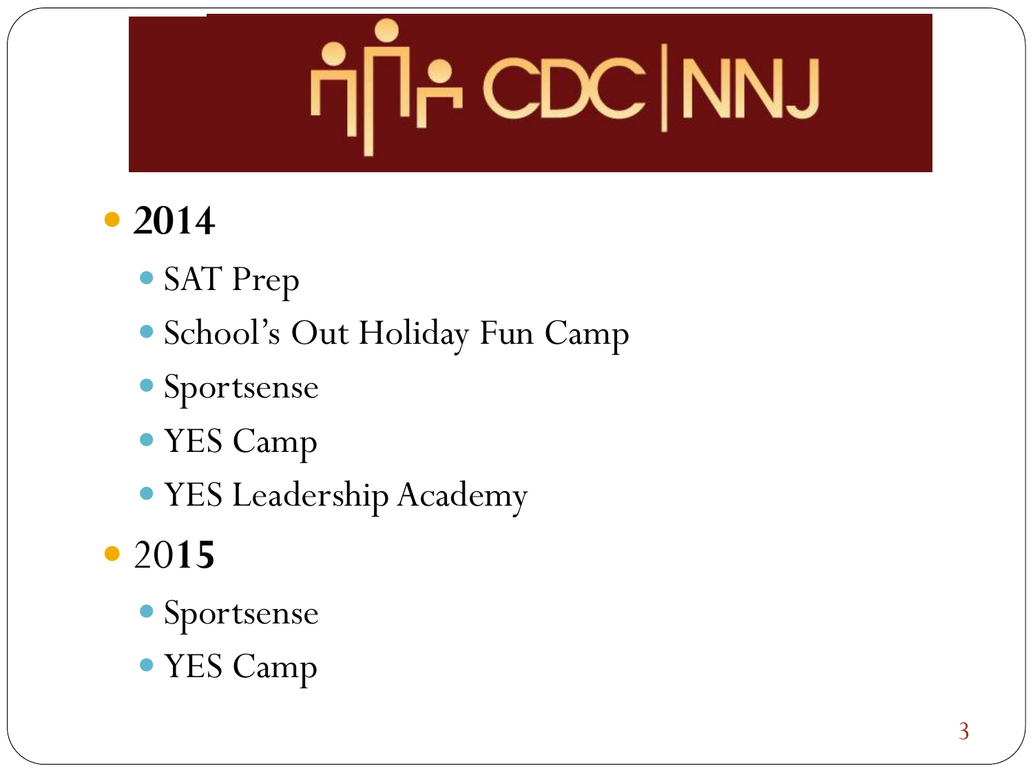CDC | NNJ

- **2014**
  - SAT Prep
  - School's Out Holiday Fun Camp
  - Sportsense
  - YES Camp
  - YES Leadership Academy
- 20**15**
  - Sportsense
  - YES Camp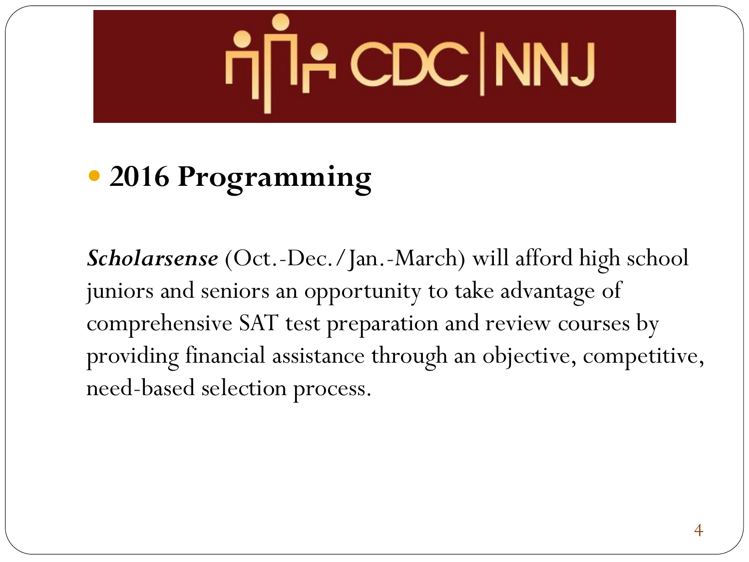CDC | NNJ

- **2016 Programming**

***Scholarsense*** (Oct.-Dec./Jan.-March) will afford high school juniors and seniors an opportunity to take advantage of comprehensive SAT test preparation and review courses by providing financial assistance through an objective, competitive, need-based selection process.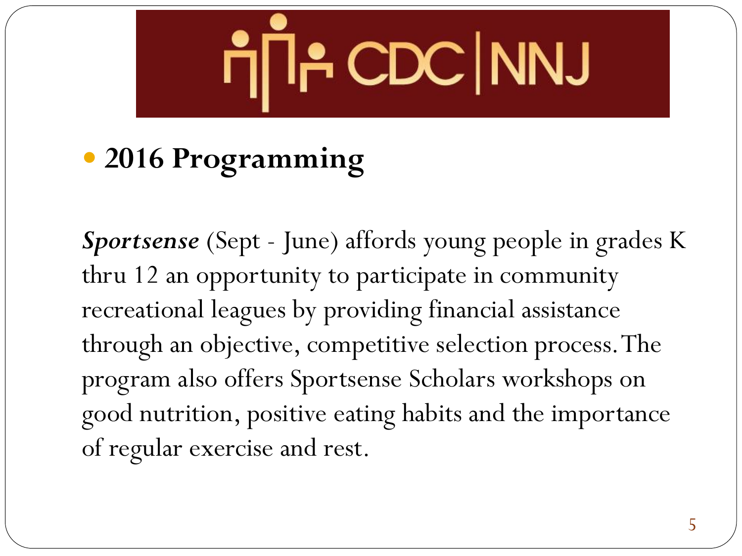CDC | NNJ

- **2016 Programming**

***Sportsense*** (Sept - June) affords young people in grades K thru 12 an opportunity to participate in community recreational leagues by providing financial assistance through an objective, competitive selection process. The program also offers Sportsense Scholars workshops on good nutrition, positive eating habits and the importance of regular exercise and rest.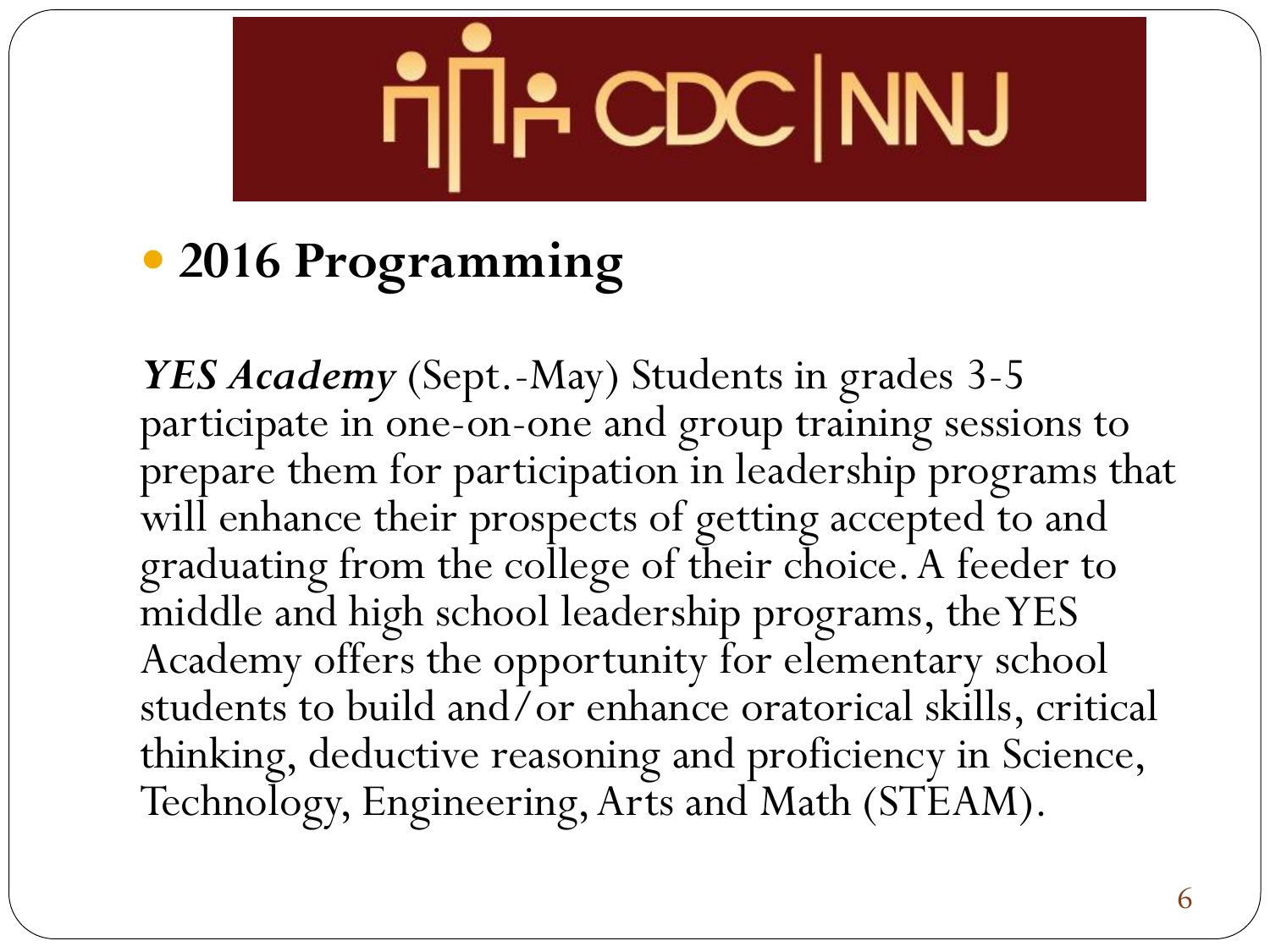CDC | NNJ

- **2016 Programming**

***YES Academy*** (Sept.-May) Students in grades 3-5 participate in one-on-one and group training sessions to prepare them for participation in leadership programs that will enhance their prospects of getting accepted to and graduating from the college of their choice. A feeder to middle and high school leadership programs, the YES Academy offers the opportunity for elementary school students to build and/or enhance oratorical skills, critical thinking, deductive reasoning and proficiency in Science, Technology, Engineering, Arts and Math (STEAM).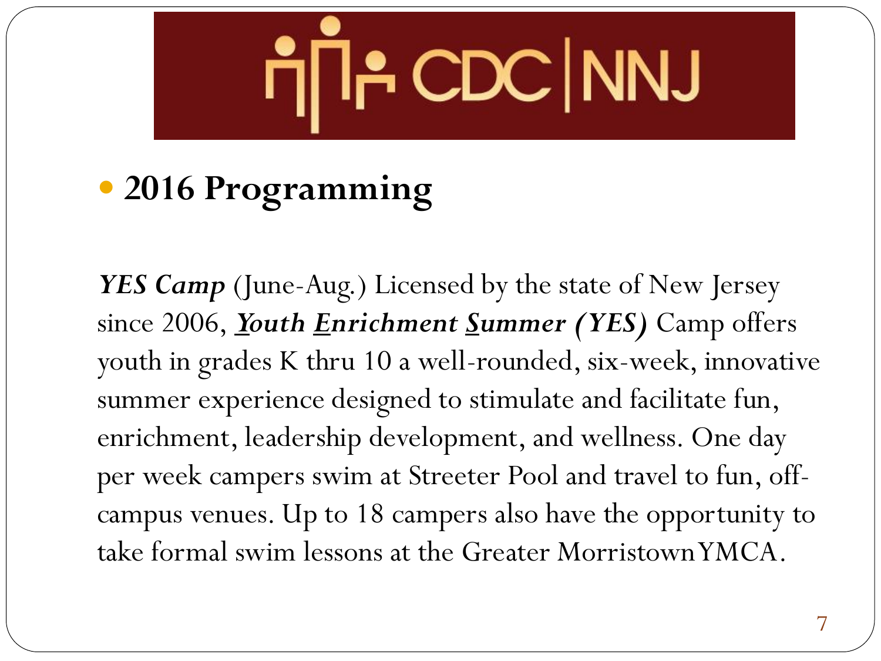CDC | NNJ

- **2016 Programming**

***YES Camp*** (June-Aug.) Licensed by the state of New Jersey since 2006, ***Y**outh **E**nrichment **S**ummer (YES)* Camp offers youth in grades K thru 10 a well-rounded, six-week, innovative summer experience designed to stimulate and facilitate fun, enrichment, leadership development, and wellness. One day per week campers swim at Streeter Pool and travel to fun, off-campus venues. Up to 18 campers also have the opportunity to take formal swim lessons at the Greater Morristown YMCA.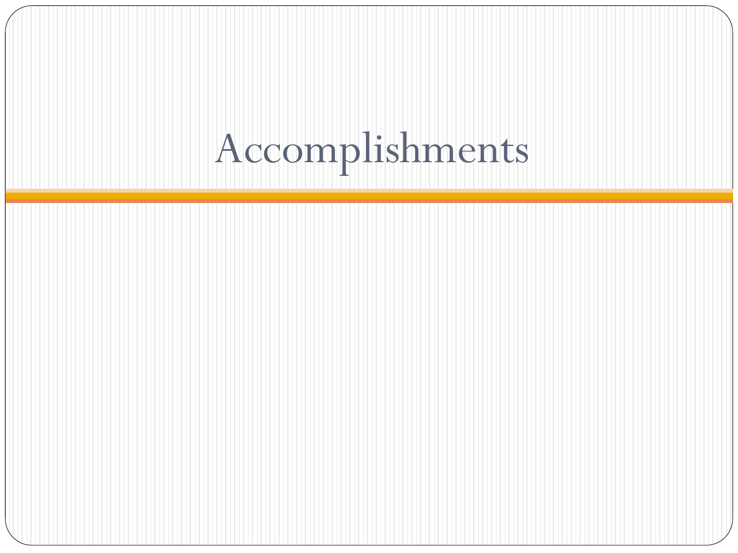# Accomplishments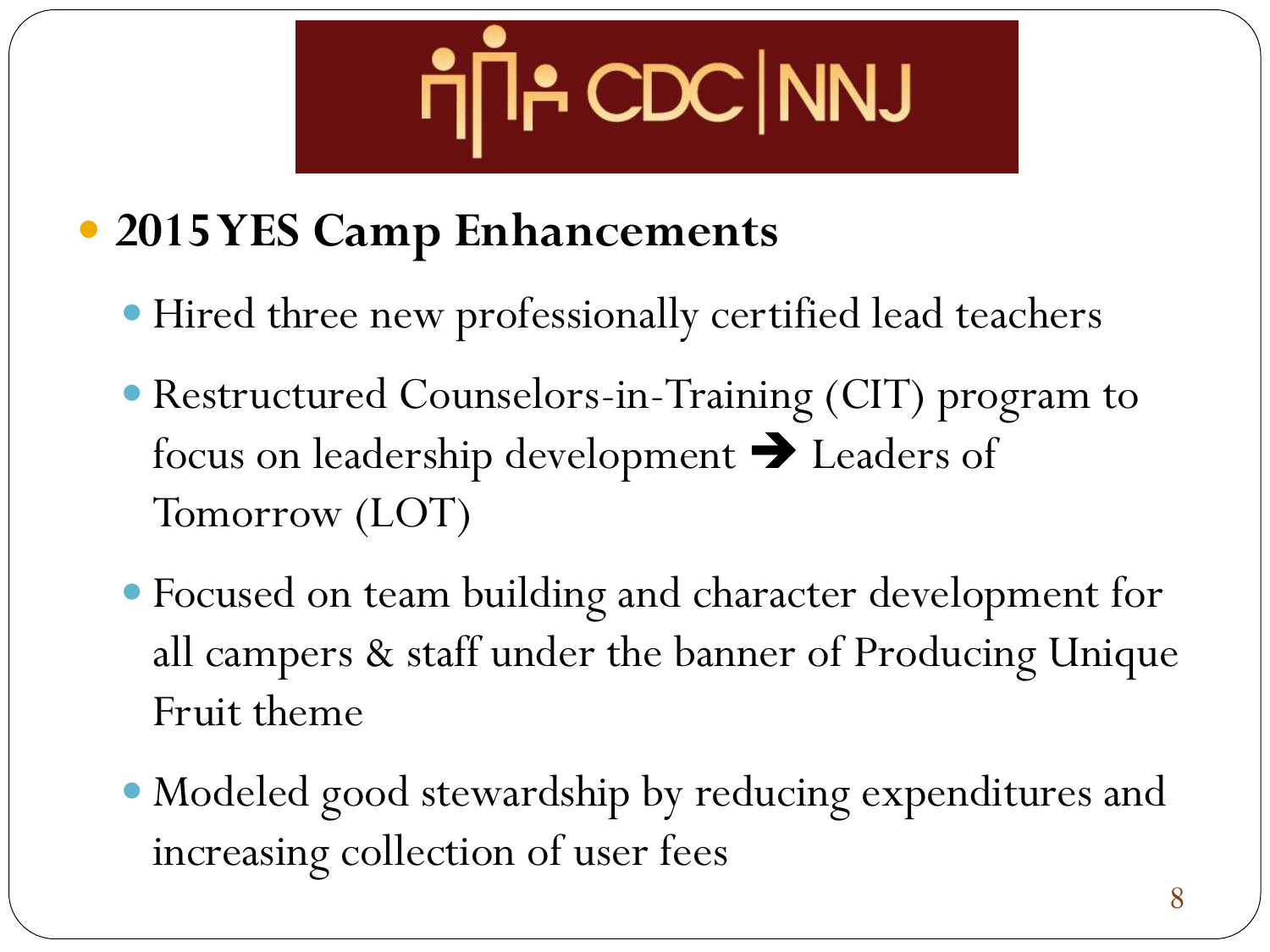CDC | NNJ

- **2015 YES Camp Enhancements**
  - Hired three new professionally certified lead teachers
  - Restructured Counselors-in-Training (CIT) program to focus on leadership development ➔ Leaders of Tomorrow (LOT)
  - Focused on team building and character development for all campers & staff under the banner of Producing Unique Fruit theme
  - Modeled good stewardship by reducing expenditures and increasing collection of user fees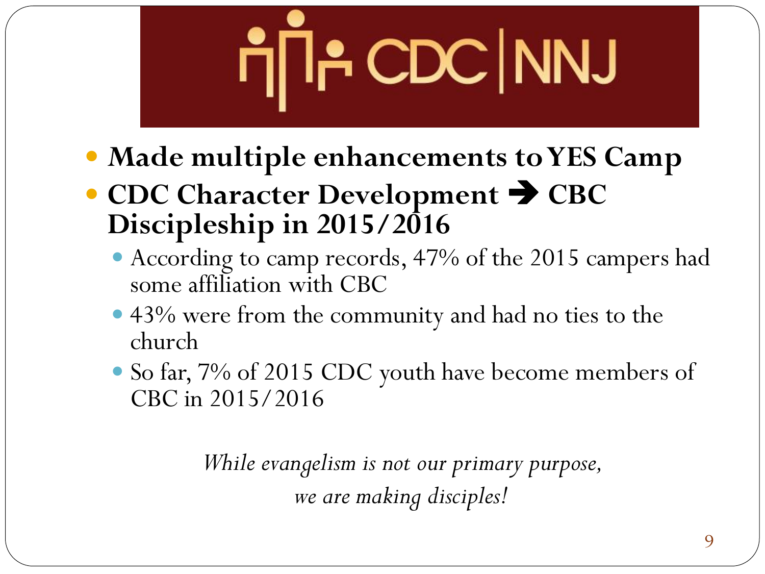CDC | NNJ

- **Made multiple enhancements to YES Camp**
- **CDC Character Development ➔ CBC Discipleship in 2015/2016**
  - According to camp records, 47% of the 2015 campers had some affiliation with CBC
  - 43% were from the community and had no ties to the church
  - So far, 7% of 2015 CDC youth have become members of CBC in 2015/2016

*While evangelism is not our primary purpose,*
*we are making disciples!*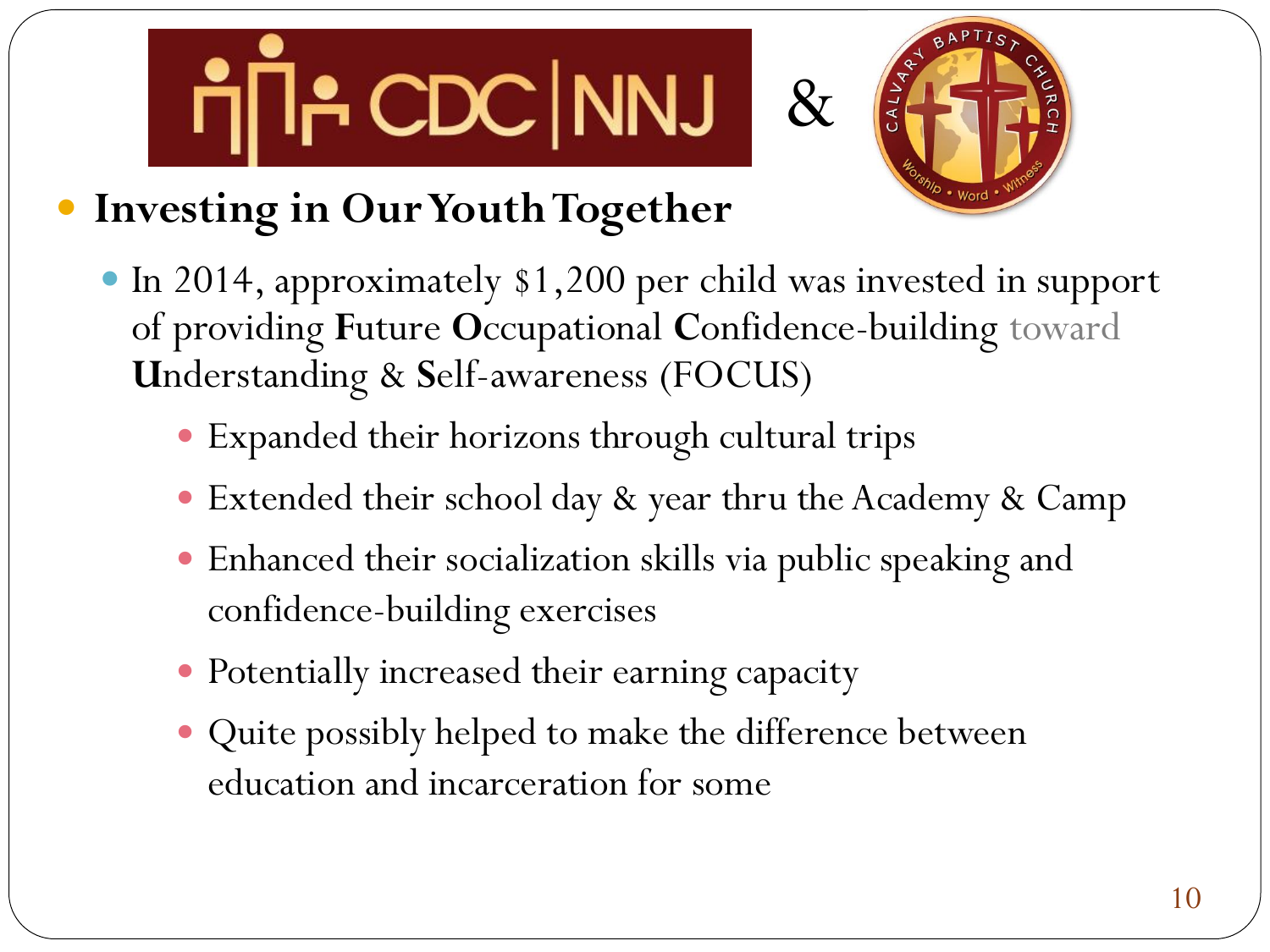CDC | NNJ & Calvary Baptist Church

- **Investing in Our Youth Together**
  - In 2014, approximately $1,200 per child was invested in support of providing **F**uture **O**ccupational **C**onfidence-building toward **U**nderstanding & **S**elf-awareness (FOCUS)
    - Expanded their horizons through cultural trips
    - Extended their school day & year thru the Academy & Camp
    - Enhanced their socialization skills via public speaking and confidence-building exercises
    - Potentially increased their earning capacity
    - Quite possibly helped to make the difference between education and incarceration for some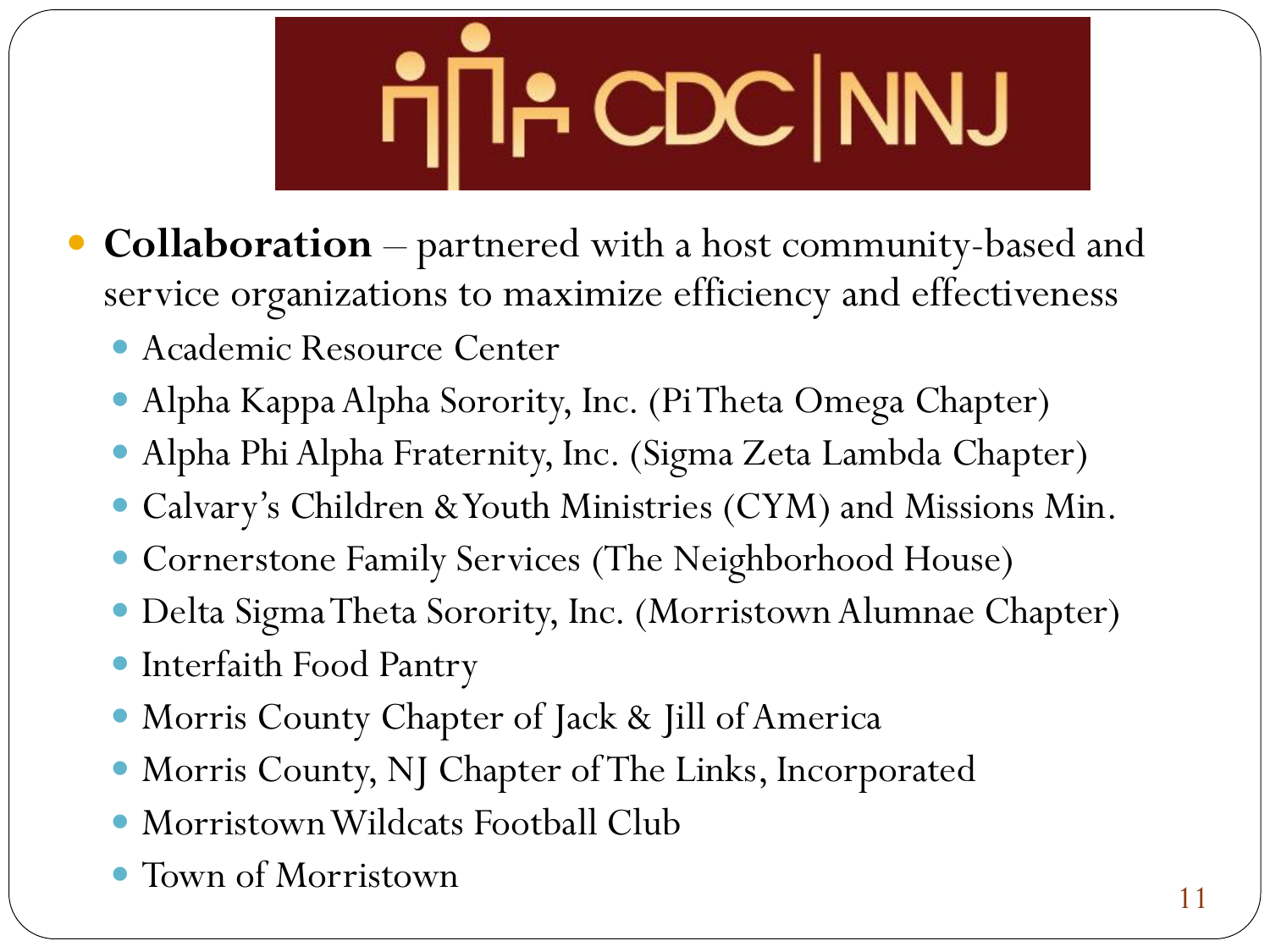CDC | NNJ

- **Collaboration** – partnered with a host community-based and service organizations to maximize efficiency and effectiveness
  - Academic Resource Center
  - Alpha Kappa Alpha Sorority, Inc. (Pi Theta Omega Chapter)
  - Alpha Phi Alpha Fraternity, Inc. (Sigma Zeta Lambda Chapter)
  - Calvary's Children & Youth Ministries (CYM) and Missions Min.
  - Cornerstone Family Services (The Neighborhood House)
  - Delta Sigma Theta Sorority, Inc. (Morristown Alumnae Chapter)
  - Interfaith Food Pantry
  - Morris County Chapter of Jack & Jill of America
  - Morris County, NJ Chapter of The Links, Incorporated
  - Morristown Wildcats Football Club
  - Town of Morristown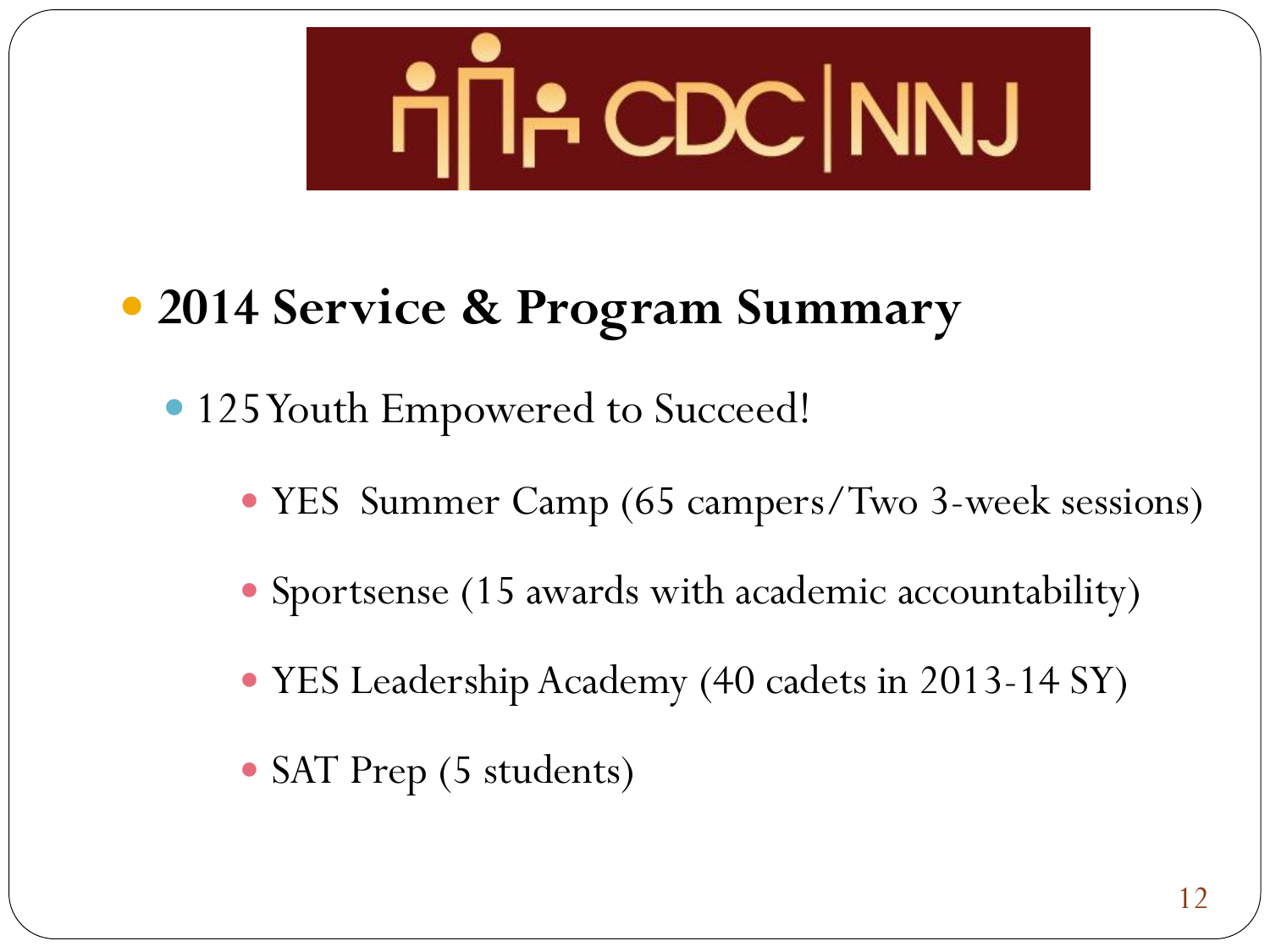CDC | NNJ

- **2014 Service & Program Summary**
  - 125 Youth Empowered to Succeed!
    - YES  Summer Camp (65 campers/Two 3-week sessions)
    - Sportsense (15 awards with academic accountability)
    - YES Leadership Academy (40 cadets in 2013-14 SY)
    - SAT Prep (5 students)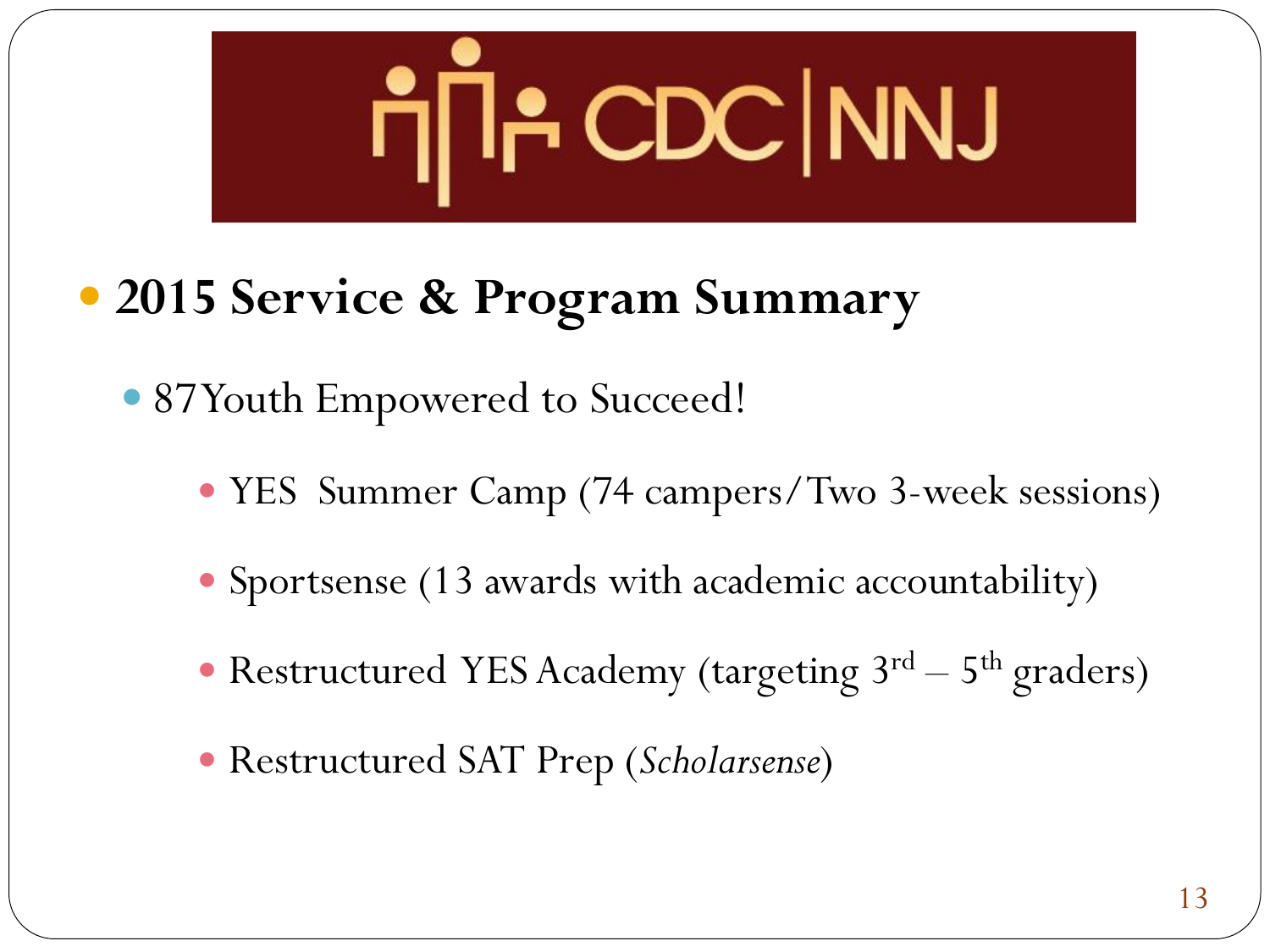CDC | NNJ

- **2015 Service & Program Summary**
  - 87 Youth Empowered to Succeed!
    - YES Summer Camp (74 campers/Two 3-week sessions)
    - Sportsense (13 awards with academic accountability)
    - Restructured YES Academy (targeting 3rd – 5th graders)
    - Restructured SAT Prep (*Scholarsense*)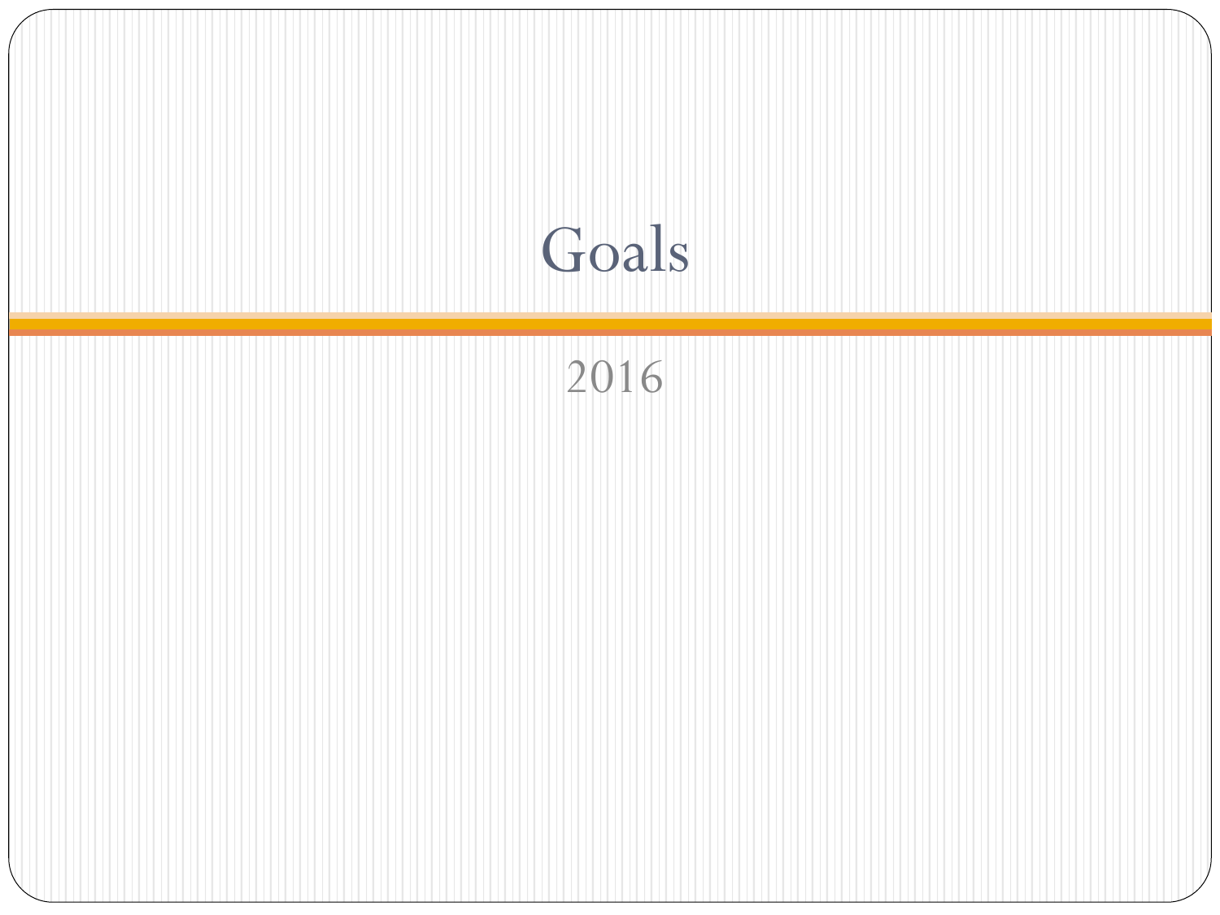# Goals

2016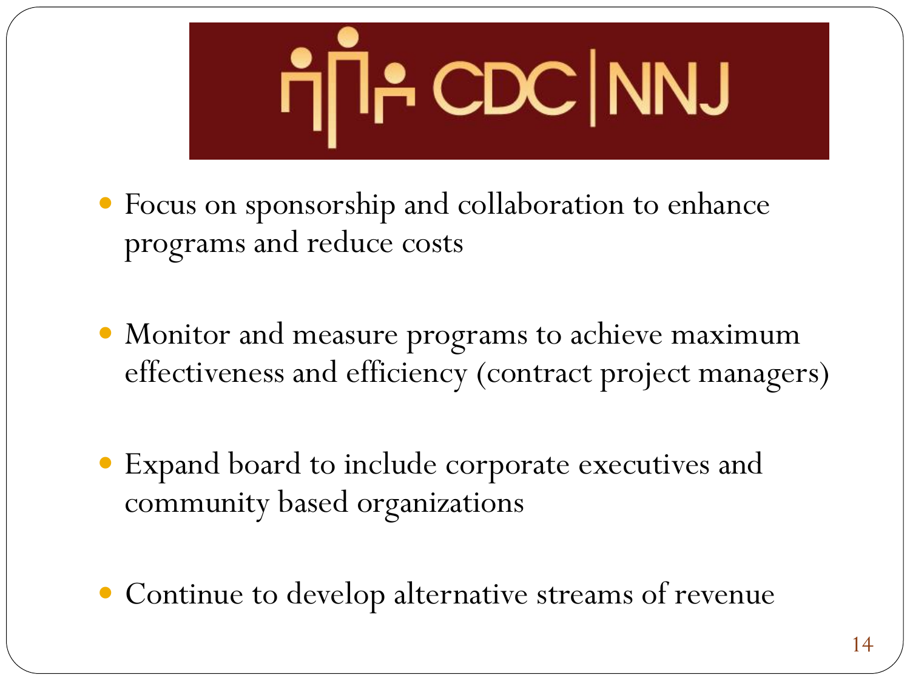# CDC | NNJ

- Focus on sponsorship and collaboration to enhance programs and reduce costs
- Monitor and measure programs to achieve maximum effectiveness and efficiency (contract project managers)
- Expand board to include corporate executives and community based organizations
- Continue to develop alternative streams of revenue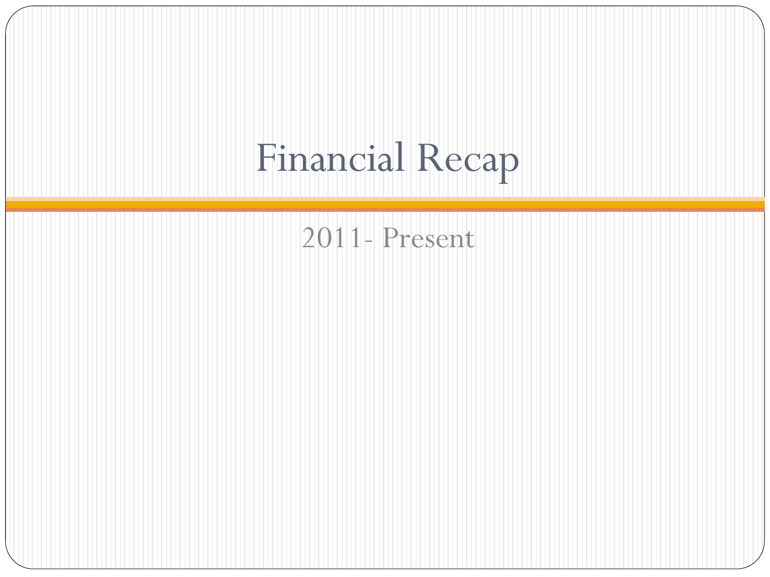# Financial Recap

2011- Present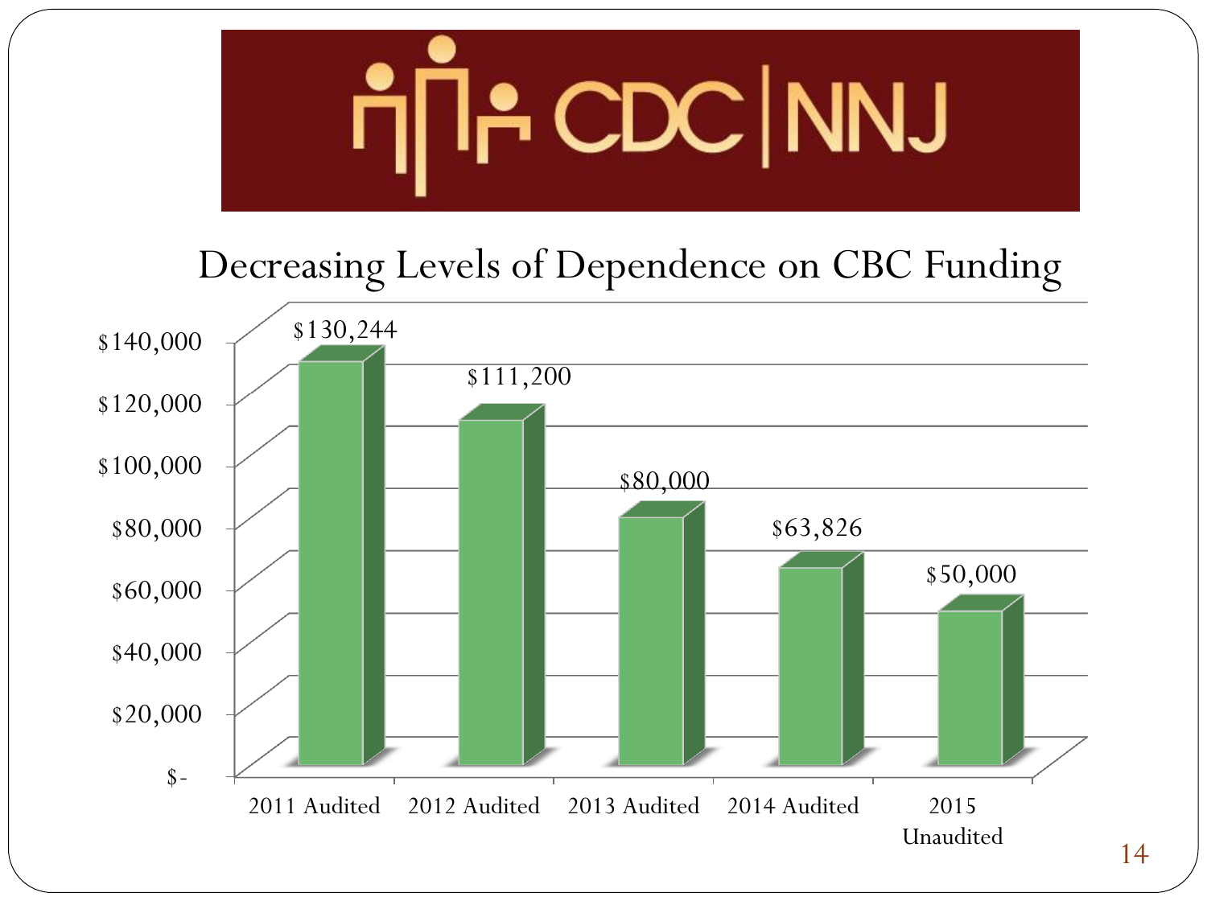# CDC | NNJ

## Decreasing Levels of Dependence on CBC Funding

| Year | CBC Funding |
| --- | --- |
| 2011 Audited | $130,244 |
| 2012 Audited | $111,200 |
| 2013 Audited | $80,000 |
| 2014 Audited | $63,826 |
| 2015 Unaudited | $50,000 |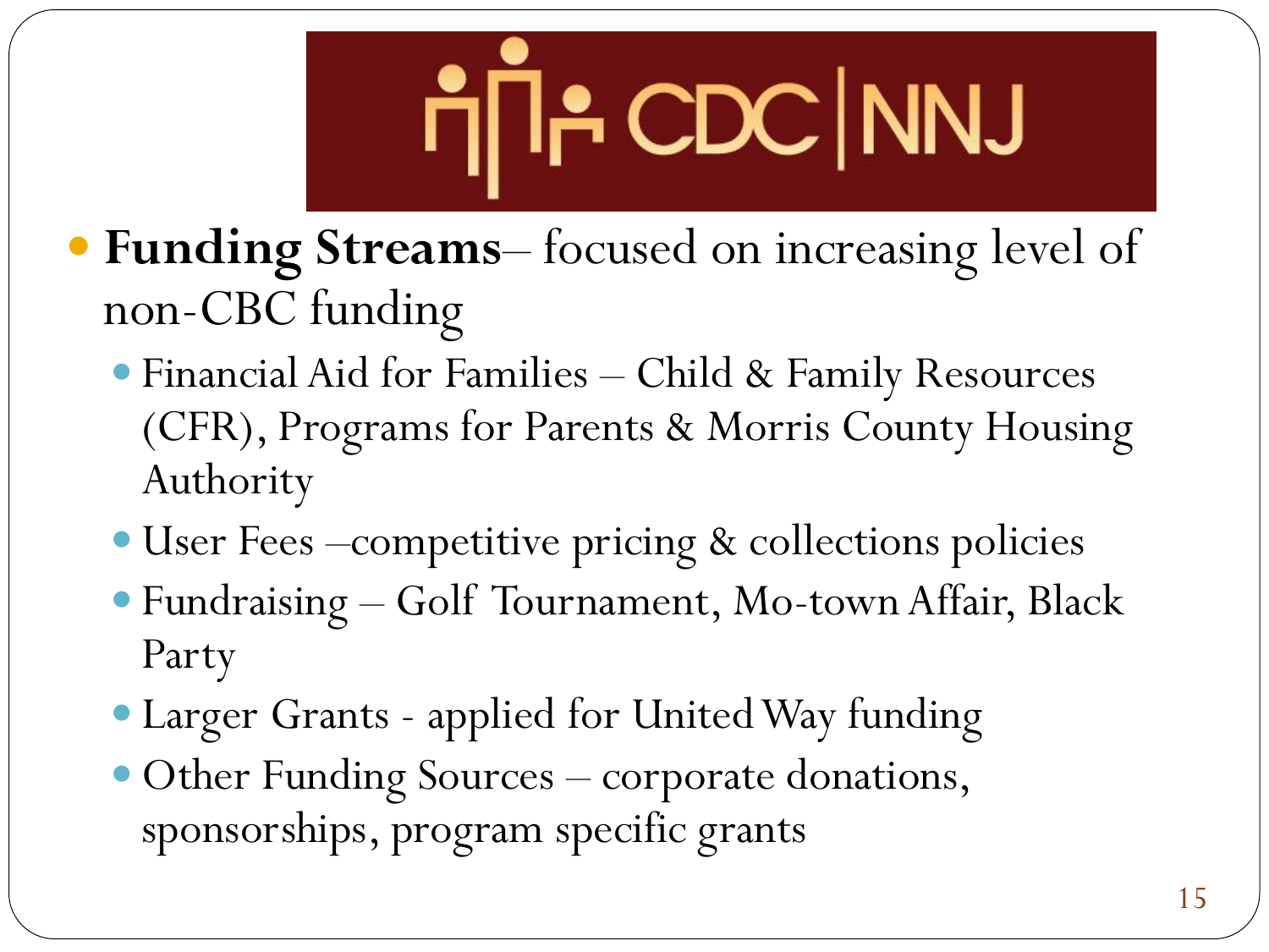CDC | NNJ

- **Funding Streams**– focused on increasing level of non-CBC funding
  - Financial Aid for Families – Child & Family Resources (CFR), Programs for Parents & Morris County Housing Authority
  - User Fees –competitive pricing & collections policies
  - Fundraising – Golf Tournament, Mo-town Affair, Black Party
  - Larger Grants - applied for United Way funding
  - Other Funding Sources – corporate donations, sponsorships, program specific grants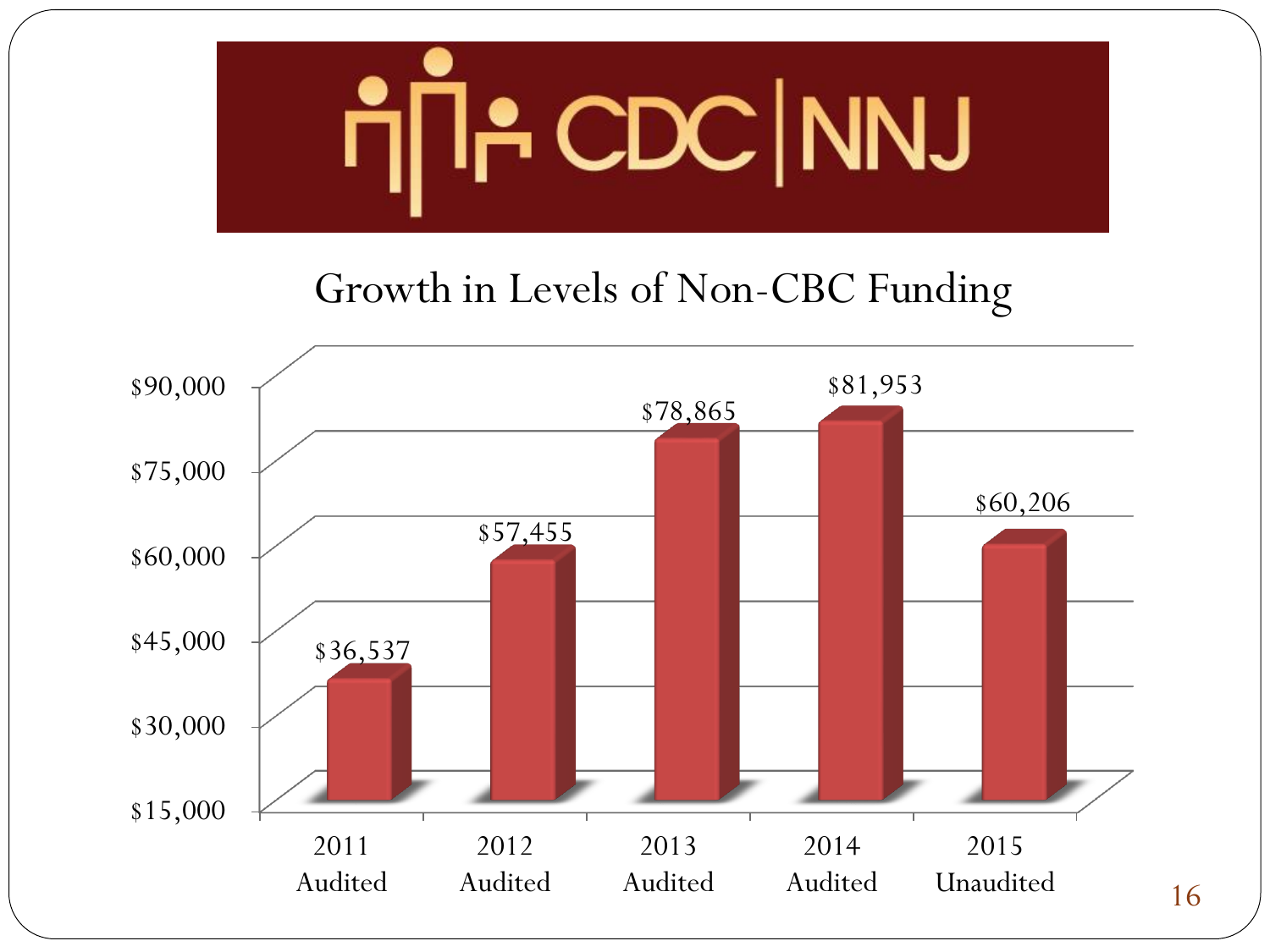CDC | NNJ

# Growth in Levels of Non-CBC Funding

| Year | Non-CBC Funding |
| --- | --- |
| 2011 Audited | $36,537 |
| 2012 Audited | $57,455 |
| 2013 Audited | $78,865 |
| 2014 Audited | $81,953 |
| 2015 Unaudited | $60,206 |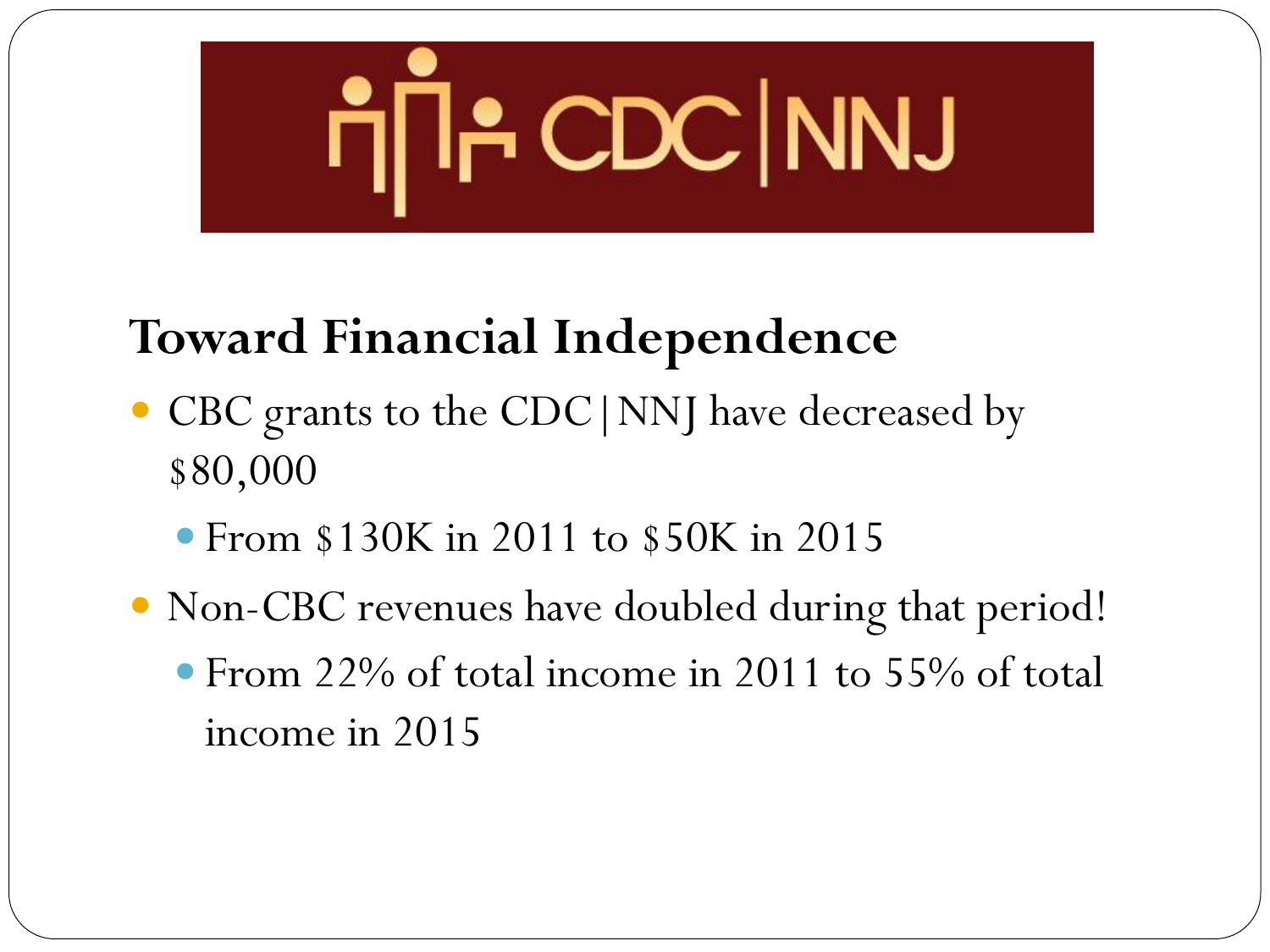CDC|NNJ

## Toward Financial Independence

- CBC grants to the CDC|NNJ have decreased by $80,000
  - From $130K in 2011 to $50K in 2015
- Non-CBC revenues have doubled during that period!
  - From 22% of total income in 2011 to 55% of total income in 2015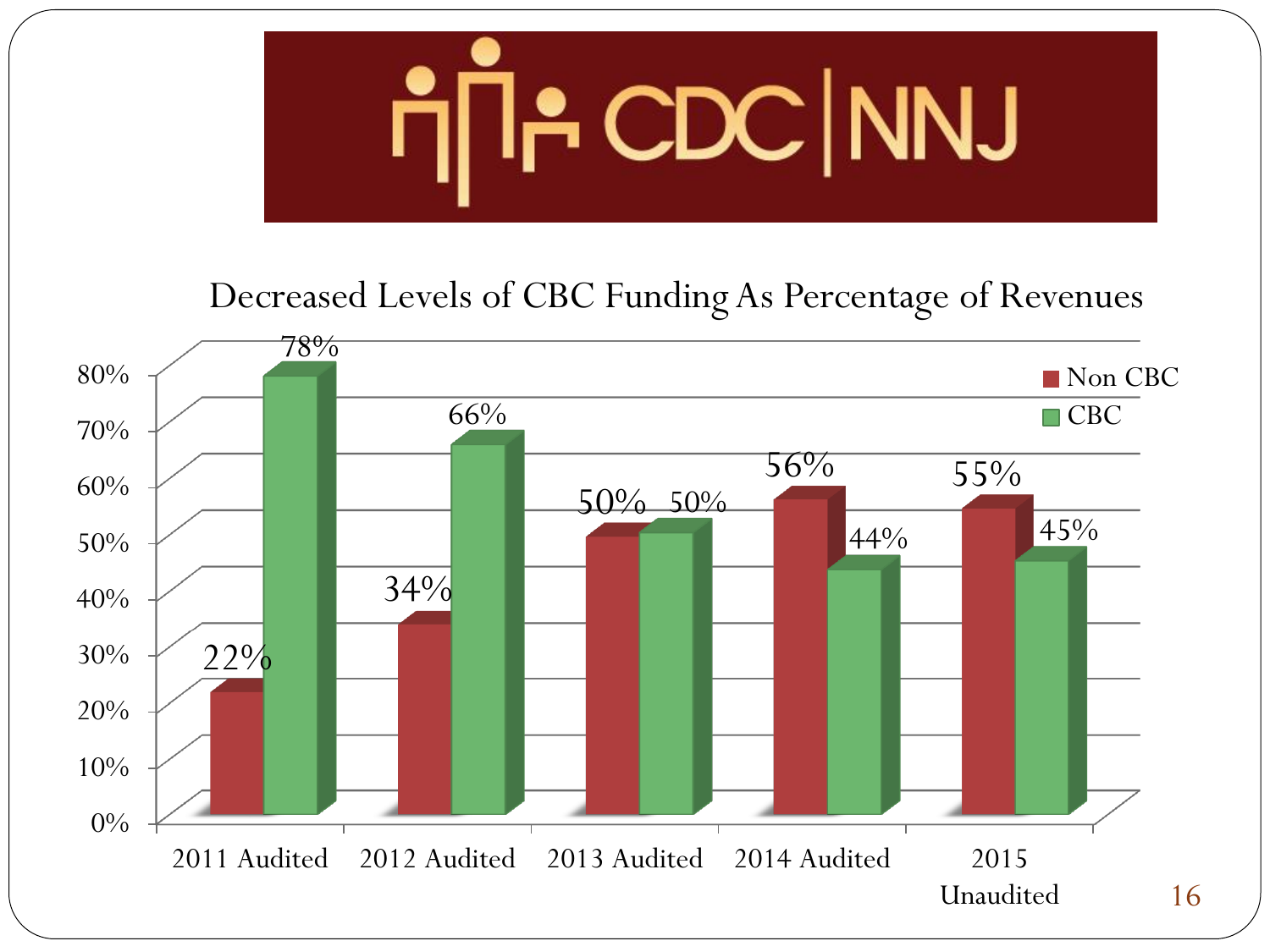CDC | NNJ

## Decreased Levels of CBC Funding As Percentage of Revenues

| | Non CBC | CBC |
|---|---|---|
| 2011 Audited | 22% | 78% |
| 2012 Audited | 34% | 66% |
| 2013 Audited | 50% | 50% |
| 2014 Audited | 56% | 44% |
| 2015 Unaudited | 55% | 45% |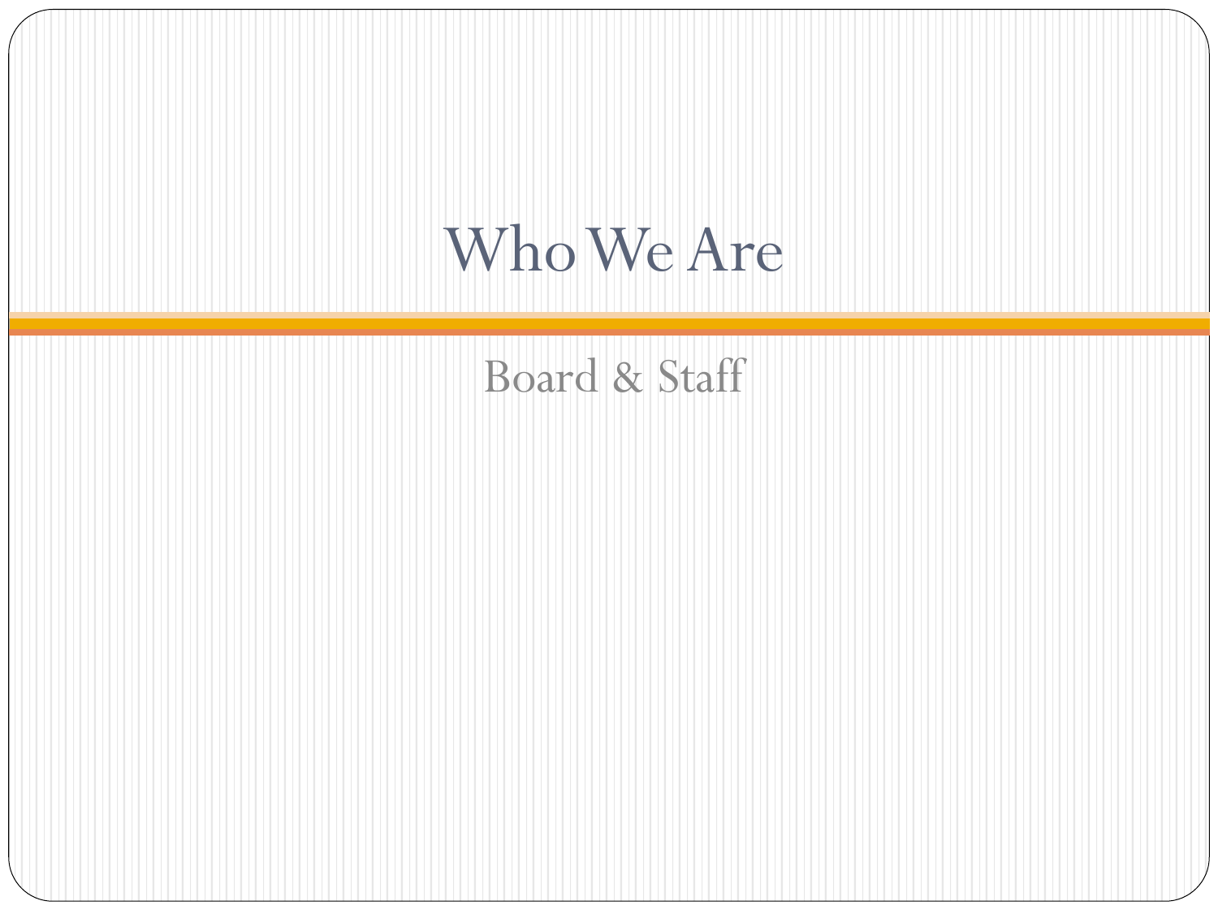# Who We Are

Board & Staff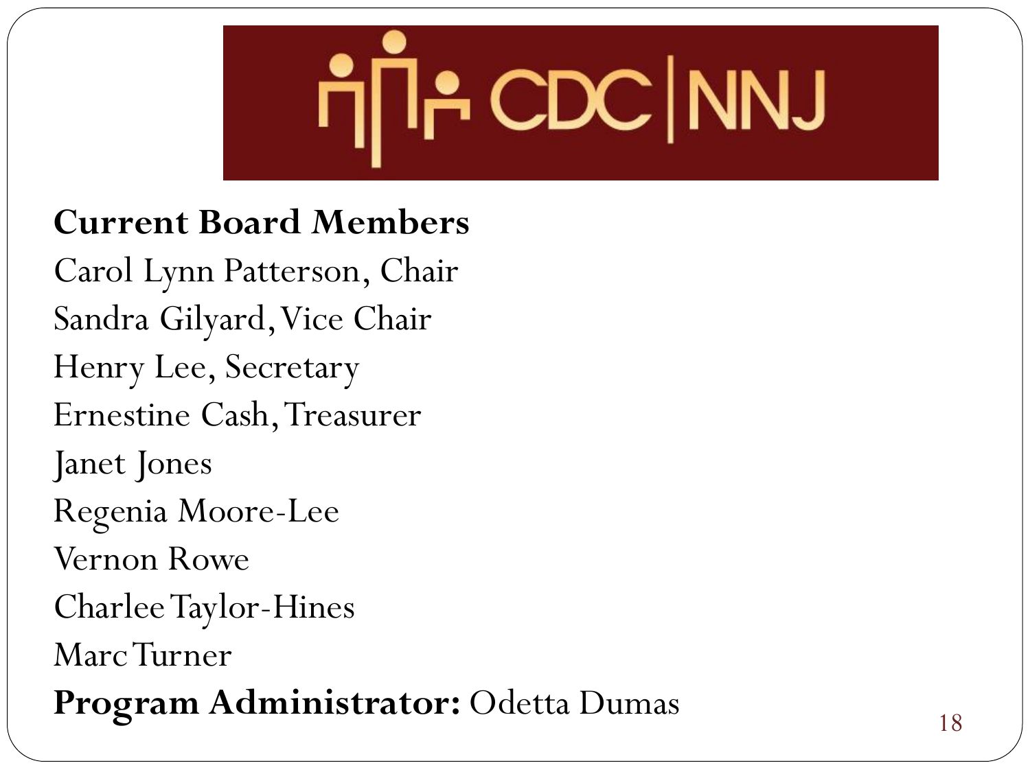CDC | NNJ

**Current Board Members**

Carol Lynn Patterson, Chair
Sandra Gilyard, Vice Chair
Henry Lee, Secretary
Ernestine Cash, Treasurer
Janet Jones
Regenia Moore-Lee
Vernon Rowe
Charlee Taylor-Hines
Marc Turner

**Program Administrator:** Odetta Dumas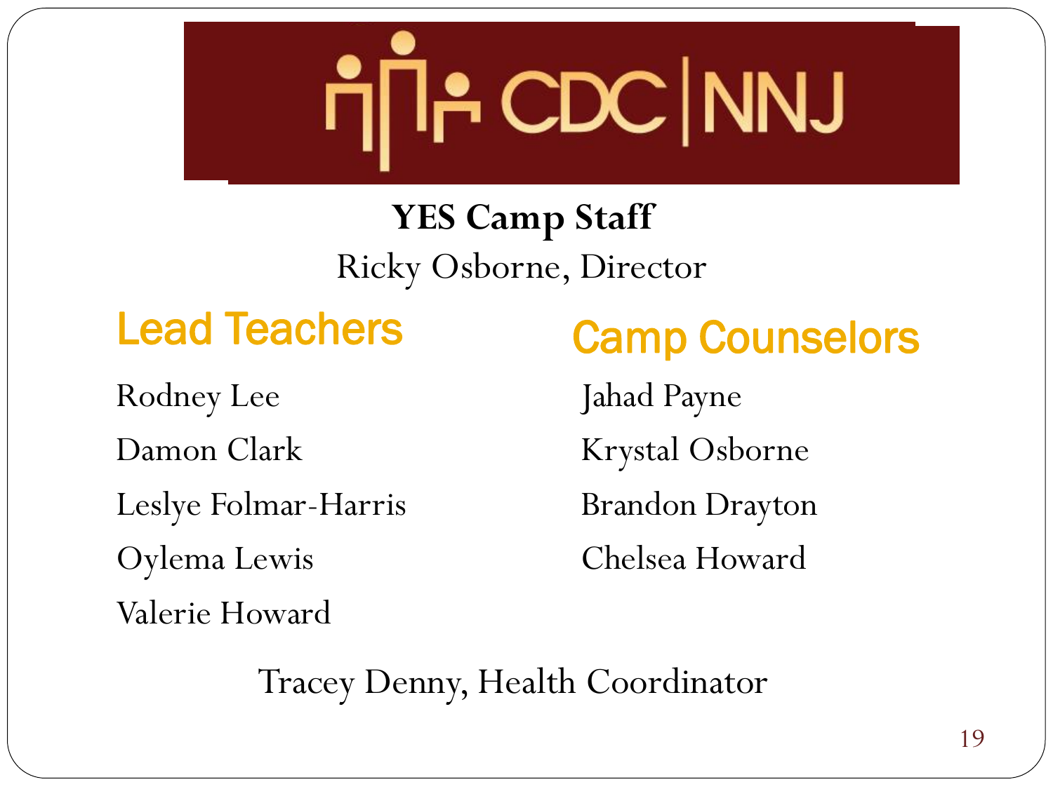CDC | NNJ

# YES Camp Staff

Ricky Osborne, Director

## Lead Teachers

Rodney Lee

Damon Clark

Leslye Folmar-Harris

Oylema Lewis

Valerie Howard

## Camp Counselors

Jahad Payne

Krystal Osborne

Brandon Drayton

Chelsea Howard

Tracey Denny, Health Coordinator